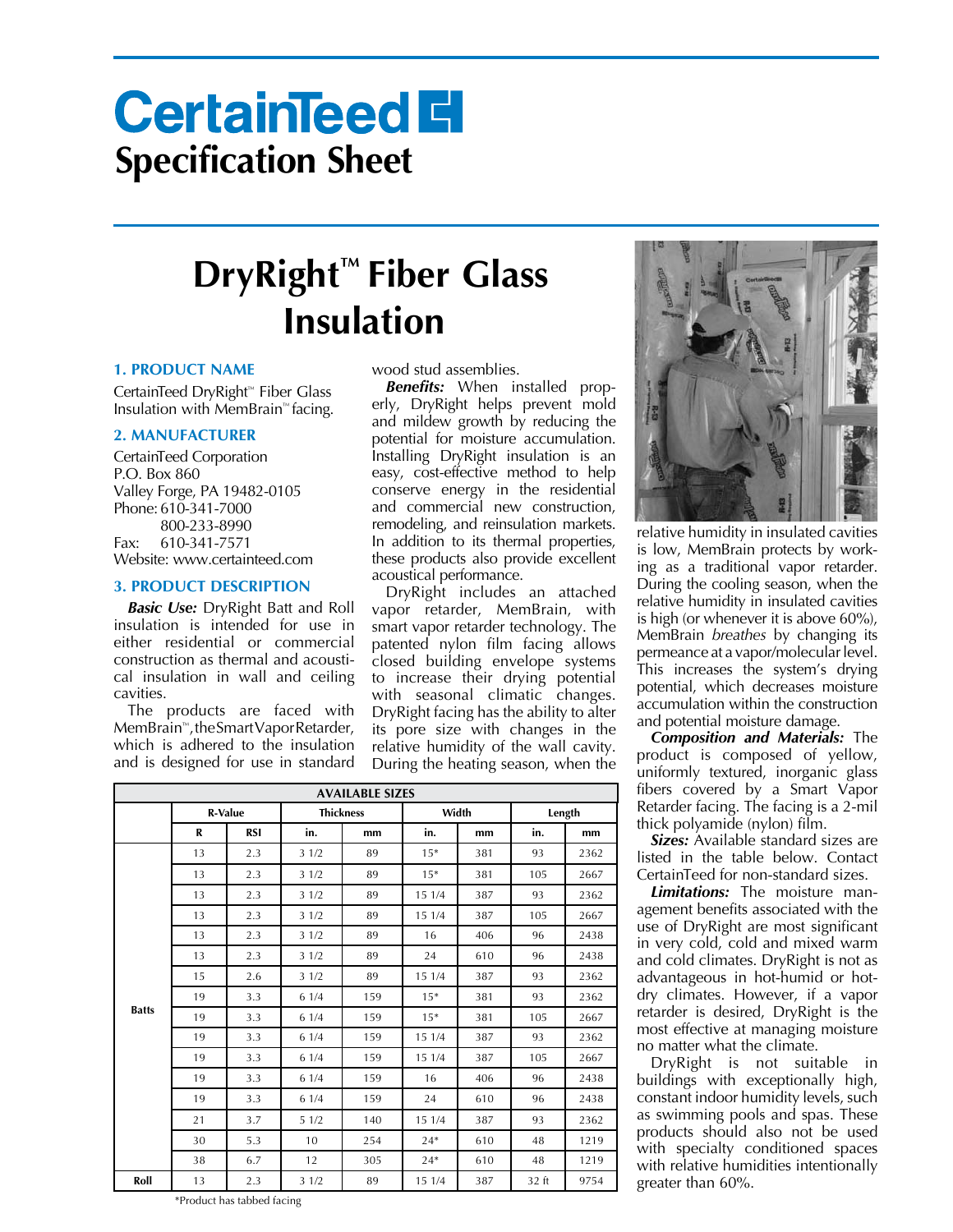# CertainTeed

## Specification Sheet

# DryRight™ Fiber Glass Insulation

### 1. PRODUCT NAME

CertainTeed DryRight™ Fiber Glass Insulation with MemBrain™ facing.

### 2. MANUFACTURER

CertainTeed Corporation
P.O. Box 860
Valley Forge, PA 19482-0105
Phone: 610-341-7000
800-233-8990
Fax: 610-341-7571
Website: www.certainteed.com

### 3. PRODUCT DESCRIPTION

***Basic Use:*** DryRight Batt and Roll insulation is intended for use in either residential or commercial construction as thermal and acoustical insulation in wall and ceiling cavities.

The products are faced with MemBrain™, the Smart Vapor Retarder, which is adhered to the insulation and is designed for use in standard wood stud assemblies.

***Benefits:*** When installed properly, DryRight helps prevent mold and mildew growth by reducing the potential for moisture accumulation. Installing DryRight insulation is an easy, cost-effective method to help conserve energy in the residential and commercial new construction, remodeling, and reinsulation markets. In addition to its thermal properties, these products also provide excellent acoustical performance.

DryRight includes an attached vapor retarder, MemBrain, with smart vapor retarder technology. The patented nylon film facing allows closed building envelope systems to increase their drying potential with seasonal climatic changes. DryRight facing has the ability to alter its pore size with changes in the relative humidity of the wall cavity. During the heating season, when the relative humidity in insulated cavities is low, MemBrain protects by working as a traditional vapor retarder. During the cooling season, when the relative humidity in insulated cavities is high (or whenever it is above 60%), MemBrain *breathes* by changing its permeance at a vapor/molecular level. This increases the system's drying potential, which decreases moisture accumulation within the construction and potential moisture damage.

***Composition and Materials:*** The product is composed of yellow, uniformly textured, inorganic glass fibers covered by a Smart Vapor Retarder facing. The facing is a 2-mil thick polyamide (nylon) film.

***Sizes:*** Available standard sizes are listed in the table below. Contact CertainTeed for non-standard sizes.

***Limitations:*** The moisture management benefits associated with the use of DryRight are most significant in very cold, cold and mixed warm and cold climates. DryRight is not as advantageous in hot-humid or hot-dry climates. However, if a vapor retarder is desired, DryRight is the most effective at managing moisture no matter what the climate.

DryRight is not suitable in buildings with exceptionally high, constant indoor humidity levels, such as swimming pools and spas. These products should also not be used with specialty conditioned spaces with relative humidities intentionally greater than 60%.

| AVAILABLE SIZES | | | | | | | | |
|---|---|---|---|---|---|---|---|---|
| | R-Value | | Thickness | | Width | | Length | |
| | R | RSI | in. | mm | in. | mm | in. | mm |
| Batts | 13 | 2.3 | 3 1/2 | 89 | 15* | 381 | 93 | 2362 |
| | 13 | 2.3 | 3 1/2 | 89 | 15* | 381 | 105 | 2667 |
| | 13 | 2.3 | 3 1/2 | 89 | 15 1/4 | 387 | 93 | 2362 |
| | 13 | 2.3 | 3 1/2 | 89 | 15 1/4 | 387 | 105 | 2667 |
| | 13 | 2.3 | 3 1/2 | 89 | 16 | 406 | 96 | 2438 |
| | 13 | 2.3 | 3 1/2 | 89 | 24 | 610 | 96 | 2438 |
| | 15 | 2.6 | 3 1/2 | 89 | 15 1/4 | 387 | 93 | 2362 |
| | 19 | 3.3 | 6 1/4 | 159 | 15* | 381 | 93 | 2362 |
| | 19 | 3.3 | 6 1/4 | 159 | 15* | 381 | 105 | 2667 |
| | 19 | 3.3 | 6 1/4 | 159 | 15 1/4 | 387 | 93 | 2362 |
| | 19 | 3.3 | 6 1/4 | 159 | 15 1/4 | 387 | 105 | 2667 |
| | 19 | 3.3 | 6 1/4 | 159 | 16 | 406 | 96 | 2438 |
| | 19 | 3.3 | 6 1/4 | 159 | 24 | 610 | 96 | 2438 |
| | 21 | 3.7 | 5 1/2 | 140 | 15 1/4 | 387 | 93 | 2362 |
| | 30 | 5.3 | 10 | 254 | 24* | 610 | 48 | 1219 |
| | 38 | 6.7 | 12 | 305 | 24* | 610 | 48 | 1219 |
| Roll | 13 | 2.3 | 3 1/2 | 89 | 15 1/4 | 387 | 32 ft | 9754 |

*Product has tabbed facing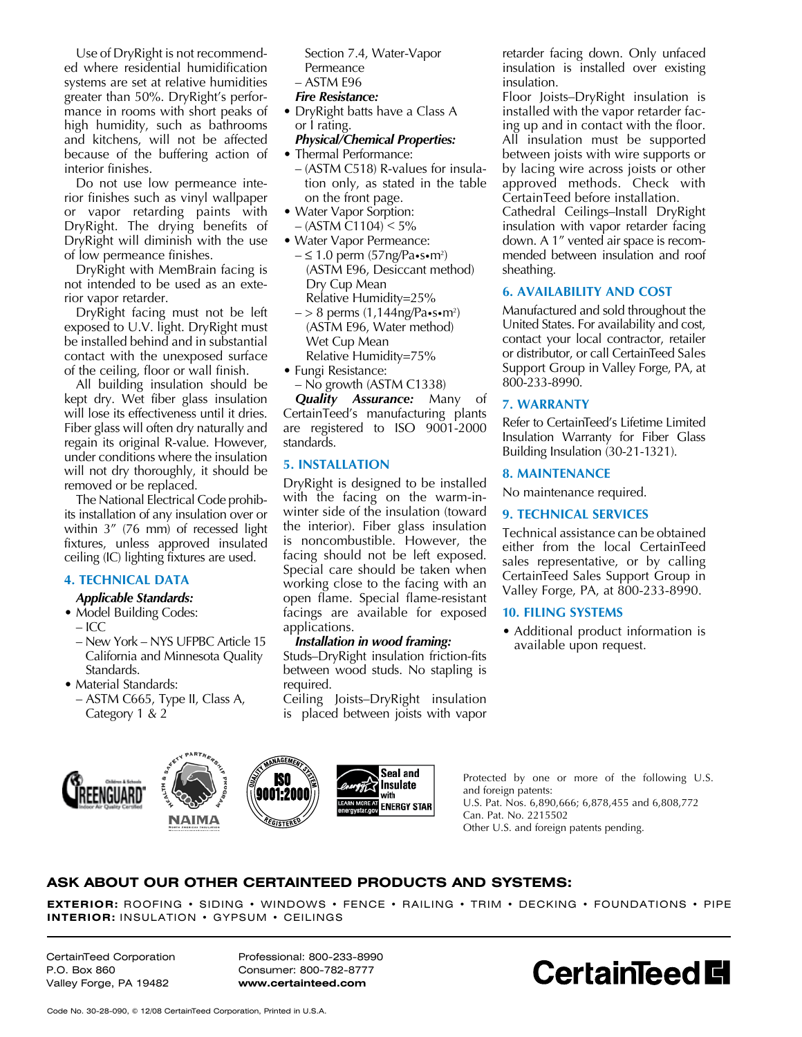Use of DryRight is not recommended where residential humidification systems are set at relative humidities greater than 50%. DryRight's performance in rooms with short peaks of high humidity, such as bathrooms and kitchens, will not be affected because of the buffering action of interior finishes.

Do not use low permeance interior finishes such as vinyl wallpaper or vapor retarding paints with DryRight. The drying benefits of DryRight will diminish with the use of low permeance finishes.

DryRight with MemBrain facing is not intended to be used as an exterior vapor retarder.

DryRight facing must not be left exposed to U.V. light. DryRight must be installed behind and in substantial contact with the unexposed surface of the ceiling, floor or wall finish.

All building insulation should be kept dry. Wet fiber glass insulation will lose its effectiveness until it dries. Fiber glass will often dry naturally and regain its original R-value. However, under conditions where the insulation will not dry thoroughly, it should be removed or be replaced.

The National Electrical Code prohibits installation of any insulation over or within 3″ (76 mm) of recessed light fixtures, unless approved insulated ceiling (IC) lighting fixtures are used.

## 4. TECHNICAL DATA

***Applicable Standards:***

- Model Building Codes:
  - ICC
  - New York – NYS UFPBC Article 15 California and Minnesota Quality Standards.
- Material Standards:
  - ASTM C665, Type II, Class A, Category 1 & 2
  - Section 7.4, Water-Vapor Permeance
  - ASTM E96

***Fire Resistance:***

- DryRight batts have a Class A or I rating.

***Physical/Chemical Properties:***

- Thermal Performance:
  - (ASTM C518) R-values for insulation only, as stated in the table on the front page.
- Water Vapor Sorption:
  - (ASTM C1104) < 5%
- Water Vapor Permeance:
  - ≤ 1.0 perm (57ng/Pa•s•m²) (ASTM E96, Desiccant method) Dry Cup Mean Relative Humidity=25%
  - > 8 perms (1,144ng/Pa•s•m²) (ASTM E96, Water method) Wet Cup Mean Relative Humidity=75%
- Fungi Resistance:
  - No growth (ASTM C1338)

***Quality Assurance:*** Many of CertainTeed's manufacturing plants are registered to ISO 9001-2000 standards.

## 5. INSTALLATION

DryRight is designed to be installed with the facing on the warm-in-winter side of the insulation (toward the interior). Fiber glass insulation is noncombustible. However, the facing should not be left exposed. Special care should be taken when working close to the facing with an open flame. Special flame-resistant facings are available for exposed applications.

***Installation in wood framing:***

Studs–DryRight insulation friction-fits between wood studs. No stapling is required.

Ceiling Joists–DryRight insulation is placed between joists with vapor retarder facing down. Only unfaced insulation is installed over existing insulation.

Floor Joists–DryRight insulation is installed with the vapor retarder facing up and in contact with the floor. All insulation must be supported between joists with wire supports or by lacing wire across joists or other approved methods. Check with CertainTeed before installation.

Cathedral Ceilings–Install DryRight insulation with vapor retarder facing down. A 1″ vented air space is recommended between insulation and roof sheathing.

## 6. AVAILABILITY AND COST

Manufactured and sold throughout the United States. For availability and cost, contact your local contractor, retailer or distributor, or call CertainTeed Sales Support Group in Valley Forge, PA, at 800-233-8990.

## 7. WARRANTY

Refer to CertainTeed's Lifetime Limited Insulation Warranty for Fiber Glass Building Insulation (30-21-1321).

## 8. MAINTENANCE

No maintenance required.

## 9. TECHNICAL SERVICES

Technical assistance can be obtained either from the local CertainTeed sales representative, or by calling CertainTeed Sales Support Group in Valley Forge, PA, at 800-233-8990.

## 10. FILING SYSTEMS

- Additional product information is available upon request.

Protected by one or more of the following U.S. and foreign patents:
U.S. Pat. Nos. 6,890,666; 6,878,455 and 6,808,772
Can. Pat. No. 2215502
Other U.S. and foreign patents pending.

## ASK ABOUT OUR OTHER CERTAINTEED PRODUCTS AND SYSTEMS:

**EXTERIOR:** ROOFING • SIDING • WINDOWS • FENCE • RAILING • TRIM • DECKING • FOUNDATIONS • PIPE
**INTERIOR:** INSULATION • GYPSUM • CEILINGS

CertainTeed Corporation
P.O. Box 860
Valley Forge, PA 19482

Professional: 800-233-8990
Consumer: 800-782-8777
**www.certainteed.com**

Code No. 30-28-090, © 12/08 CertainTeed Corporation, Printed in U.S.A.